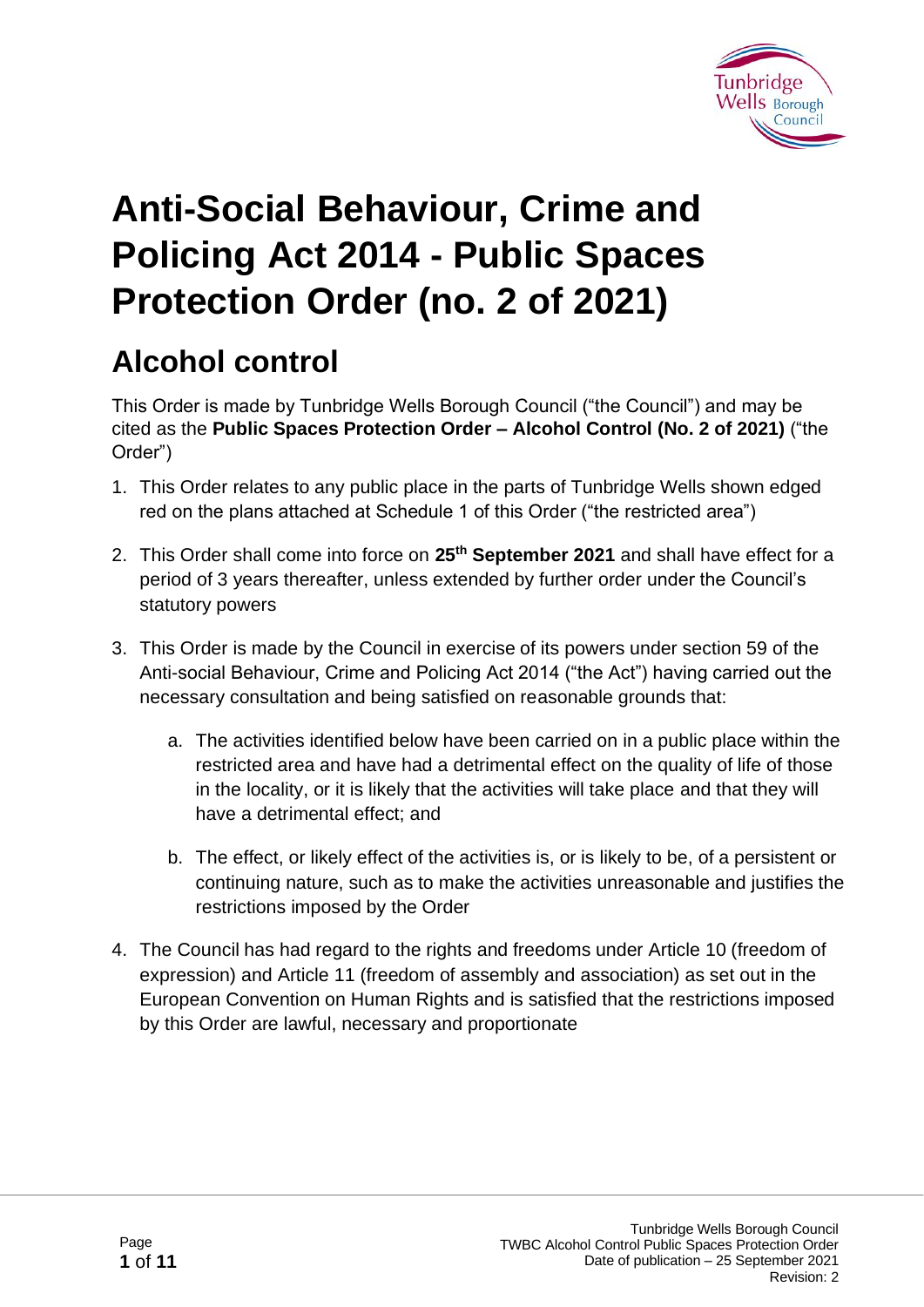# Anti-Social Behaviour, Crime and Policing Act 2014 - Public Spaces Protection Order (no. 2 of 2021)

## Alcohol control

This Order is made by Tunbridge Wells Borough Council ("the Council") and may be cited as the **Public Spaces Protection Order – Alcohol Control (No. 2 of 2021)** ("the Order")

1. This Order relates to any public place in the parts of Tunbridge Wells shown edged red on the plans attached at Schedule 1 of this Order ("the restricted area")

2. This Order shall come into force on **25th September 2021** and shall have effect for a period of 3 years thereafter, unless extended by further order under the Council's statutory powers

3. This Order is made by the Council in exercise of its powers under section 59 of the Anti-social Behaviour, Crime and Policing Act 2014 ("the Act") having carried out the necessary consultation and being satisfied on reasonable grounds that:

    a. The activities identified below have been carried on in a public place within the restricted area and have had a detrimental effect on the quality of life of those in the locality, or it is likely that the activities will take place and that they will have a detrimental effect; and

    b. The effect, or likely effect of the activities is, or is likely to be, of a persistent or continuing nature, such as to make the activities unreasonable and justifies the restrictions imposed by the Order

4. The Council has had regard to the rights and freedoms under Article 10 (freedom of expression) and Article 11 (freedom of assembly and association) as set out in the European Convention on Human Rights and is satisfied that the restrictions imposed by this Order are lawful, necessary and proportionate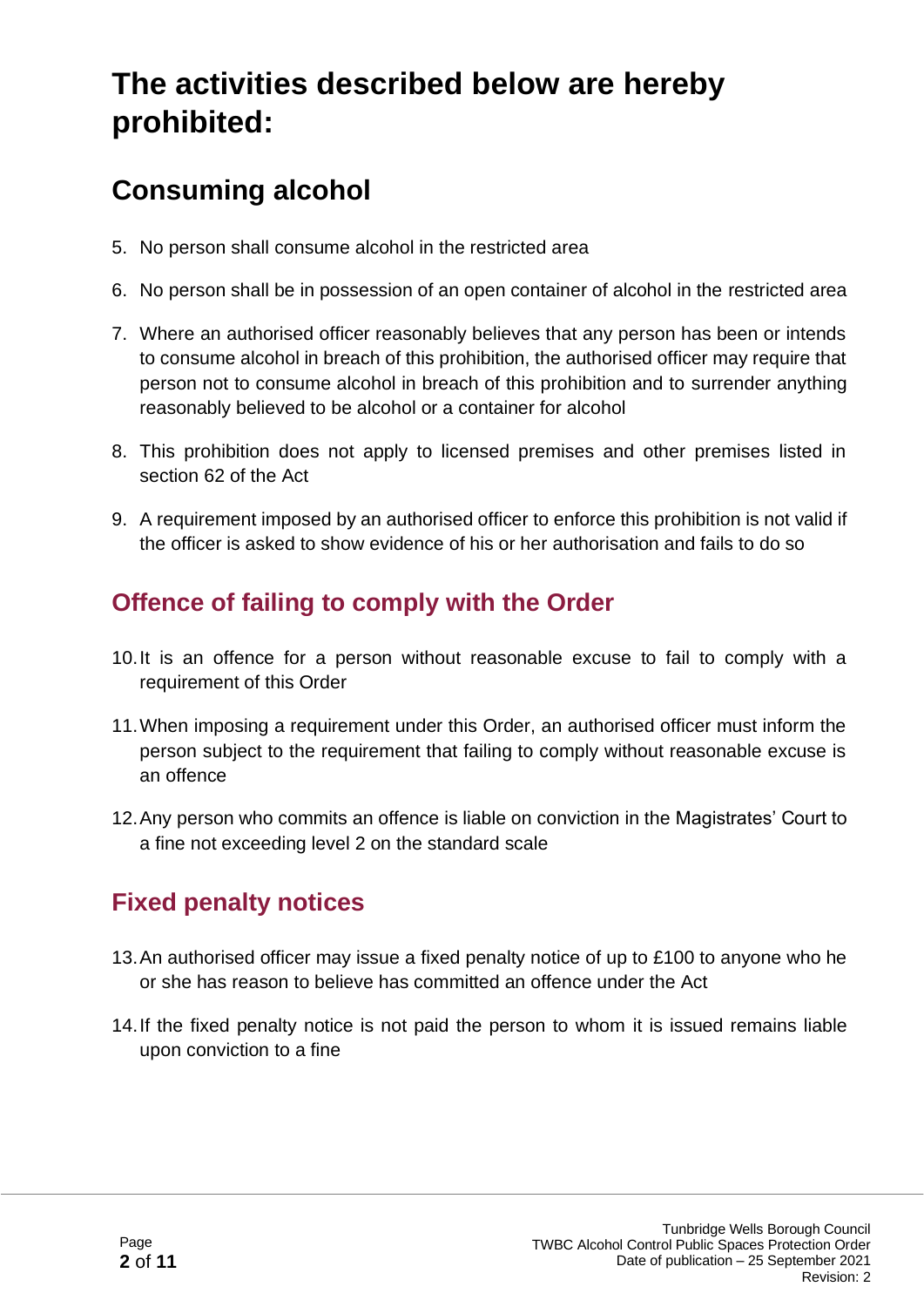# The activities described below are hereby prohibited:

## Consuming alcohol

5. No person shall consume alcohol in the restricted area
6. No person shall be in possession of an open container of alcohol in the restricted area
7. Where an authorised officer reasonably believes that any person has been or intends to consume alcohol in breach of this prohibition, the authorised officer may require that person not to consume alcohol in breach of this prohibition and to surrender anything reasonably believed to be alcohol or a container for alcohol
8. This prohibition does not apply to licensed premises and other premises listed in section 62 of the Act
9. A requirement imposed by an authorised officer to enforce this prohibition is not valid if the officer is asked to show evidence of his or her authorisation and fails to do so

### Offence of failing to comply with the Order

10. It is an offence for a person without reasonable excuse to fail to comply with a requirement of this Order
11. When imposing a requirement under this Order, an authorised officer must inform the person subject to the requirement that failing to comply without reasonable excuse is an offence
12. Any person who commits an offence is liable on conviction in the Magistrates' Court to a fine not exceeding level 2 on the standard scale

### Fixed penalty notices

13. An authorised officer may issue a fixed penalty notice of up to £100 to anyone who he or she has reason to believe has committed an offence under the Act
14. If the fixed penalty notice is not paid the person to whom it is issued remains liable upon conviction to a fine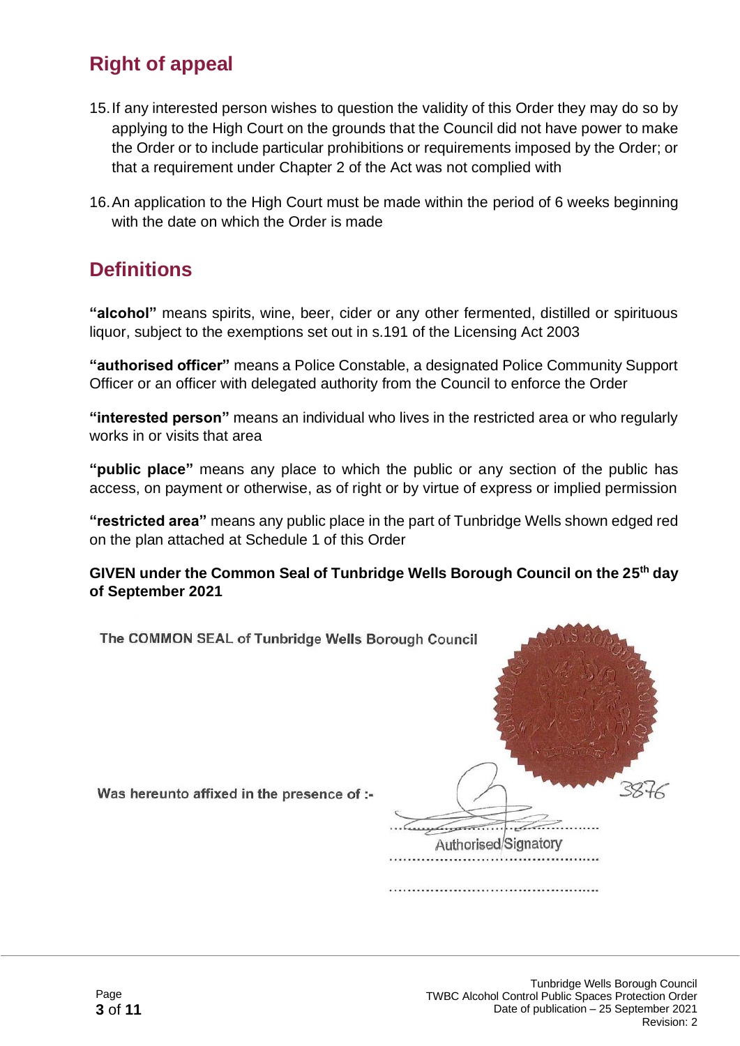## Right of appeal

15. If any interested person wishes to question the validity of this Order they may do so by applying to the High Court on the grounds that the Council did not have power to make the Order or to include particular prohibitions or requirements imposed by the Order; or that a requirement under Chapter 2 of the Act was not complied with

16. An application to the High Court must be made within the period of 6 weeks beginning with the date on which the Order is made

## Definitions

**"alcohol"** means spirits, wine, beer, cider or any other fermented, distilled or spirituous liquor, subject to the exemptions set out in s.191 of the Licensing Act 2003

**"authorised officer"** means a Police Constable, a designated Police Community Support Officer or an officer with delegated authority from the Council to enforce the Order

**"interested person"** means an individual who lives in the restricted area or who regularly works in or visits that area

**"public place"** means any place to which the public or any section of the public has access, on payment or otherwise, as of right or by virtue of express or implied permission

**"restricted area"** means any public place in the part of Tunbridge Wells shown edged red on the plan attached at Schedule 1 of this Order

**GIVEN under the Common Seal of Tunbridge Wells Borough Council on the 25th day of September 2021**

The COMMON SEAL of Tunbridge Wells Borough Council

Was hereunto affixed in the presence of :-

3876

Authorised Signatory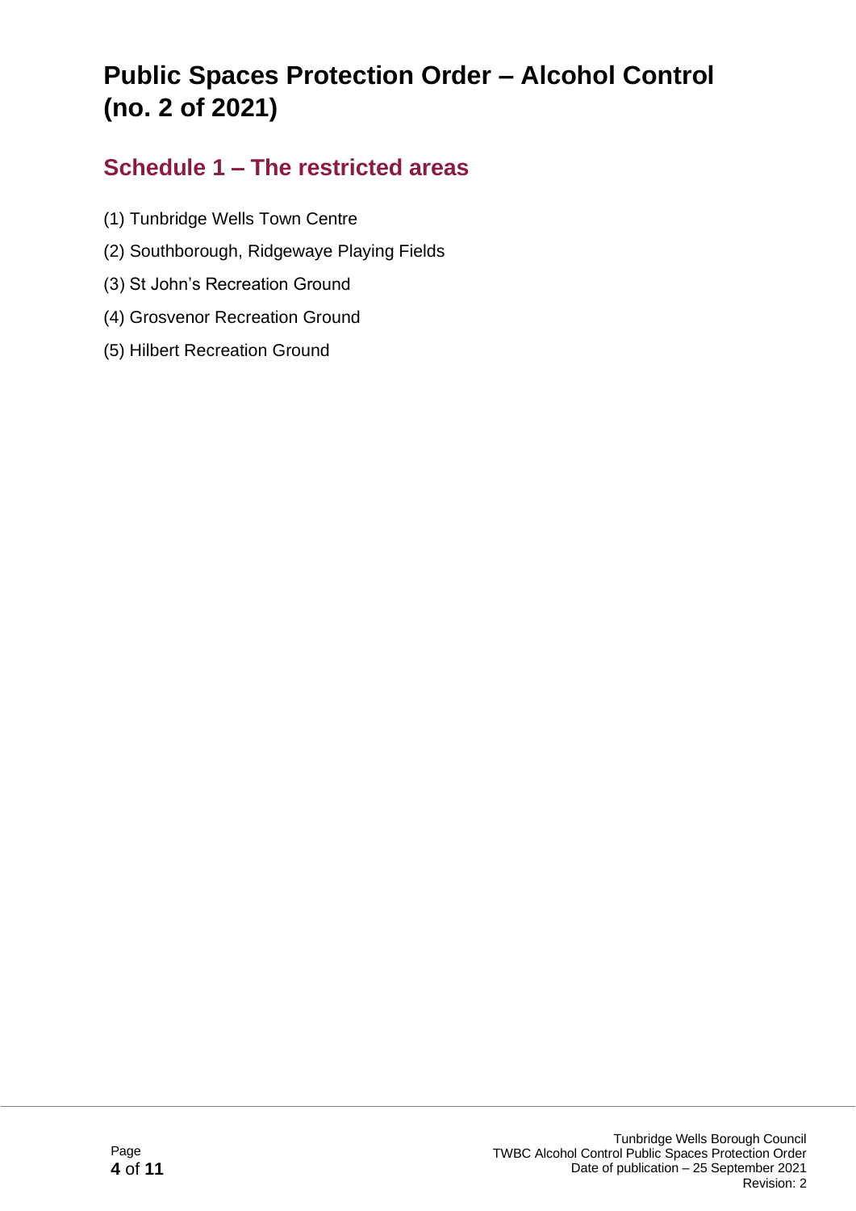# Public Spaces Protection Order – Alcohol Control (no. 2 of 2021)

## Schedule 1 – The restricted areas

(1) Tunbridge Wells Town Centre

(2) Southborough, Ridgewaye Playing Fields

(3) St John's Recreation Ground

(4) Grosvenor Recreation Ground

(5) Hilbert Recreation Ground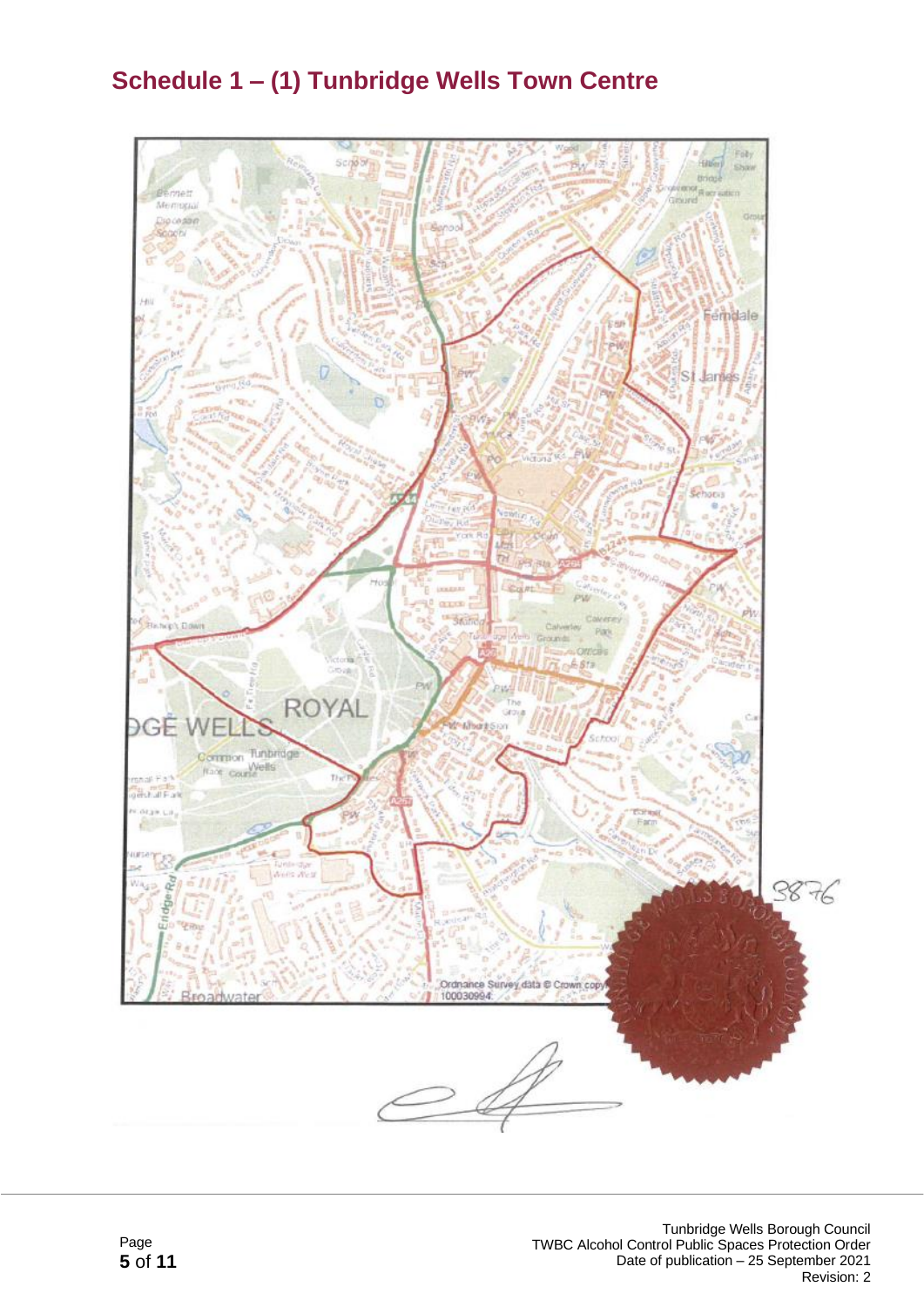## Schedule 1 – (1) Tunbridge Wells Town Centre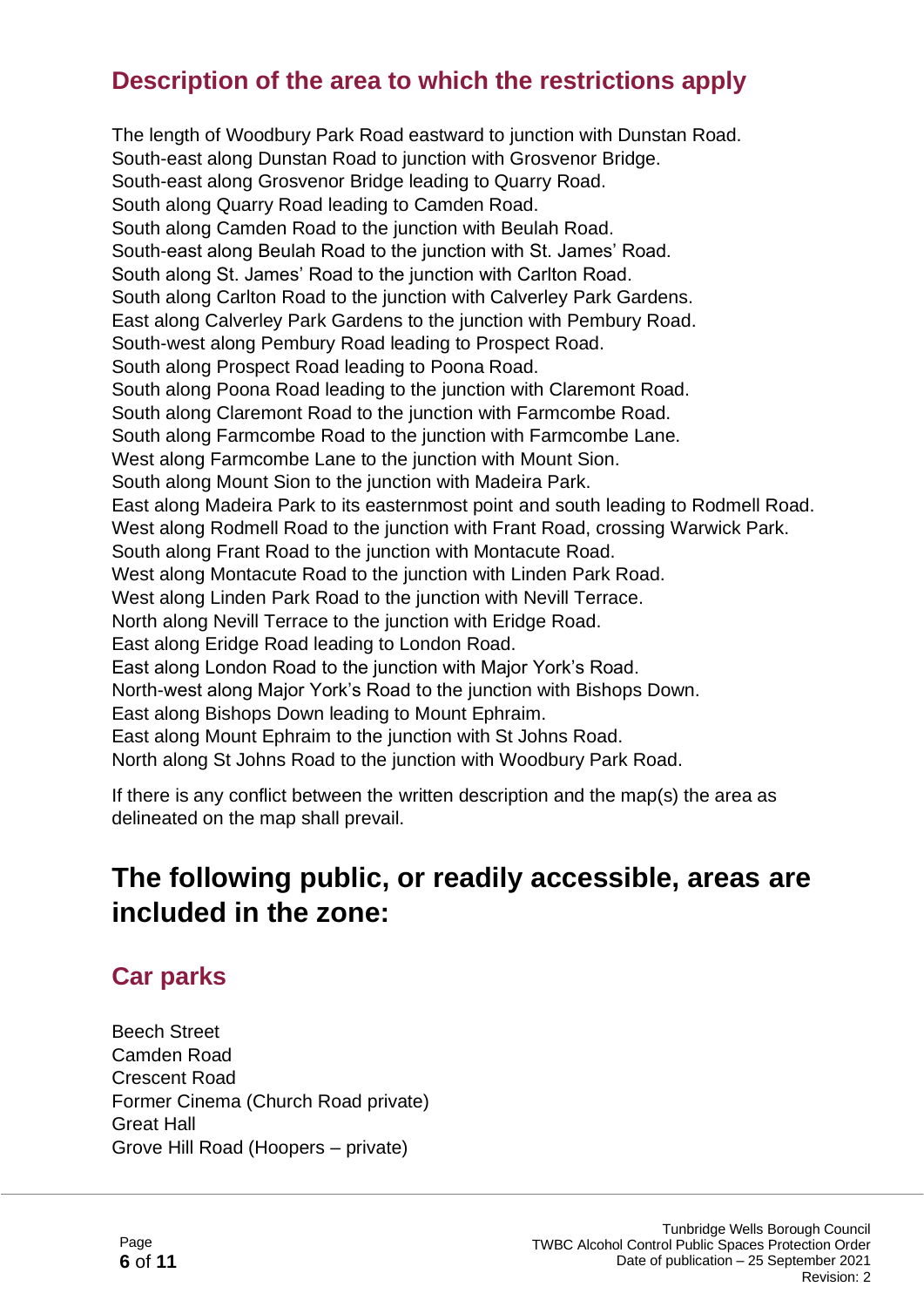## Description of the area to which the restrictions apply

The length of Woodbury Park Road eastward to junction with Dunstan Road.
South-east along Dunstan Road to junction with Grosvenor Bridge.
South-east along Grosvenor Bridge leading to Quarry Road.
South along Quarry Road leading to Camden Road.
South along Camden Road to the junction with Beulah Road.
South-east along Beulah Road to the junction with St. James' Road.
South along St. James' Road to the junction with Carlton Road.
South along Carlton Road to the junction with Calverley Park Gardens.
East along Calverley Park Gardens to the junction with Pembury Road.
South-west along Pembury Road leading to Prospect Road.
South along Prospect Road leading to Poona Road.
South along Poona Road leading to the junction with Claremont Road.
South along Claremont Road to the junction with Farmcombe Road.
South along Farmcombe Road to the junction with Farmcombe Lane.
West along Farmcombe Lane to the junction with Mount Sion.
South along Mount Sion to the junction with Madeira Park.
East along Madeira Park to its easternmost point and south leading to Rodmell Road.
West along Rodmell Road to the junction with Frant Road, crossing Warwick Park.
South along Frant Road to the junction with Montacute Road.
West along Montacute Road to the junction with Linden Park Road.
West along Linden Park Road to the junction with Nevill Terrace.
North along Nevill Terrace to the junction with Eridge Road.
East along Eridge Road leading to London Road.
East along London Road to the junction with Major York's Road.
North-west along Major York's Road to the junction with Bishops Down.
East along Bishops Down leading to Mount Ephraim.
East along Mount Ephraim to the junction with St Johns Road.
North along St Johns Road to the junction with Woodbury Park Road.

If there is any conflict between the written description and the map(s) the area as delineated on the map shall prevail.

# The following public, or readily accessible, areas are included in the zone:

## Car parks

Beech Street
Camden Road
Crescent Road
Former Cinema (Church Road private)
Great Hall
Grove Hill Road (Hoopers – private)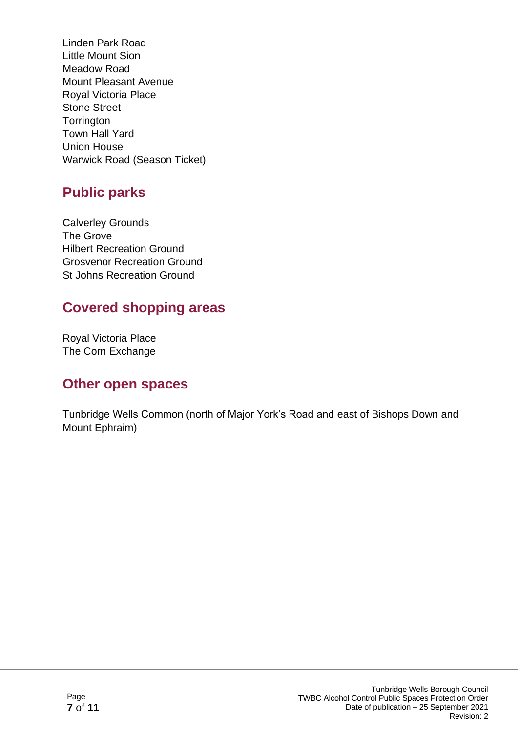Linden Park Road
Little Mount Sion
Meadow Road
Mount Pleasant Avenue
Royal Victoria Place
Stone Street
Torrington
Town Hall Yard
Union House
Warwick Road (Season Ticket)

## Public parks

Calverley Grounds
The Grove
Hilbert Recreation Ground
Grosvenor Recreation Ground
St Johns Recreation Ground

## Covered shopping areas

Royal Victoria Place
The Corn Exchange

## Other open spaces

Tunbridge Wells Common (north of Major York's Road and east of Bishops Down and Mount Ephraim)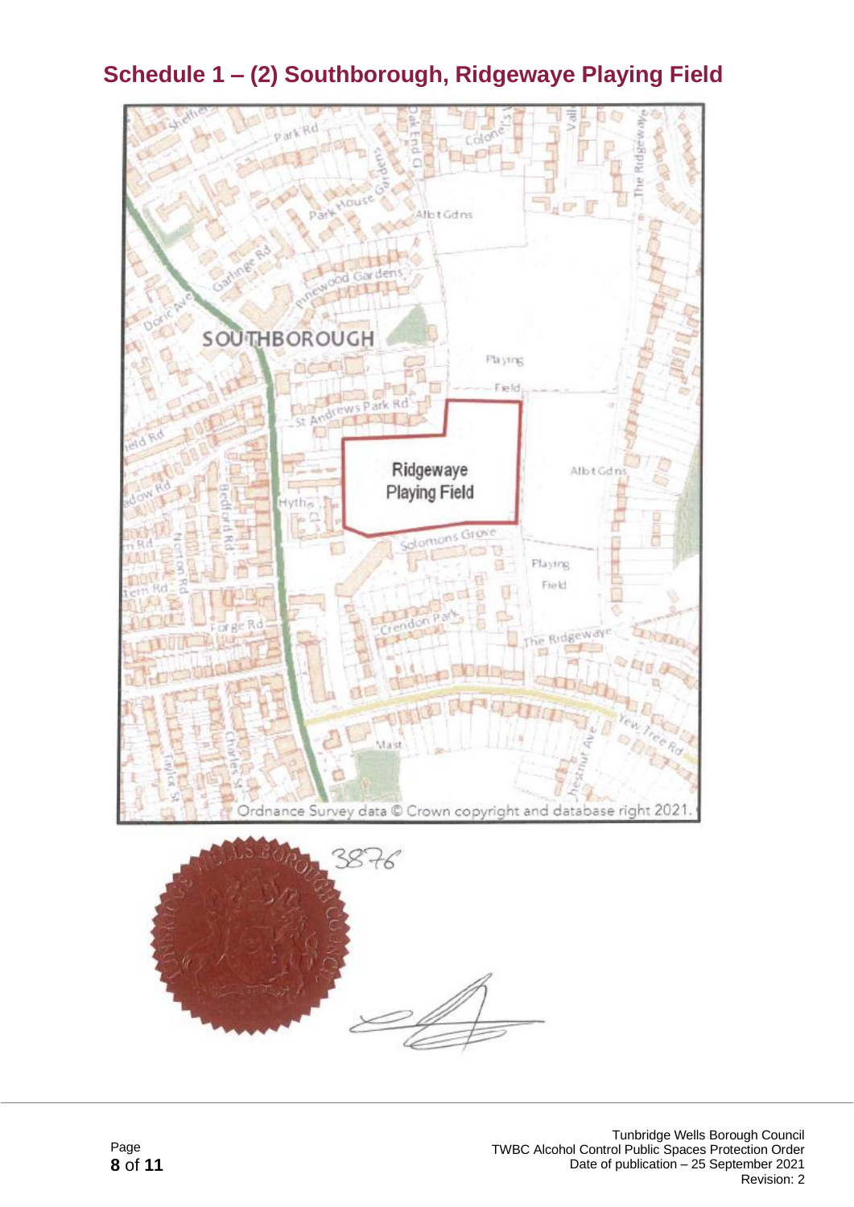# Schedule 1 – (2) Southborough, Ridgewaye Playing Field

Ordnance Survey data © Crown copyright and database right 2021.

3876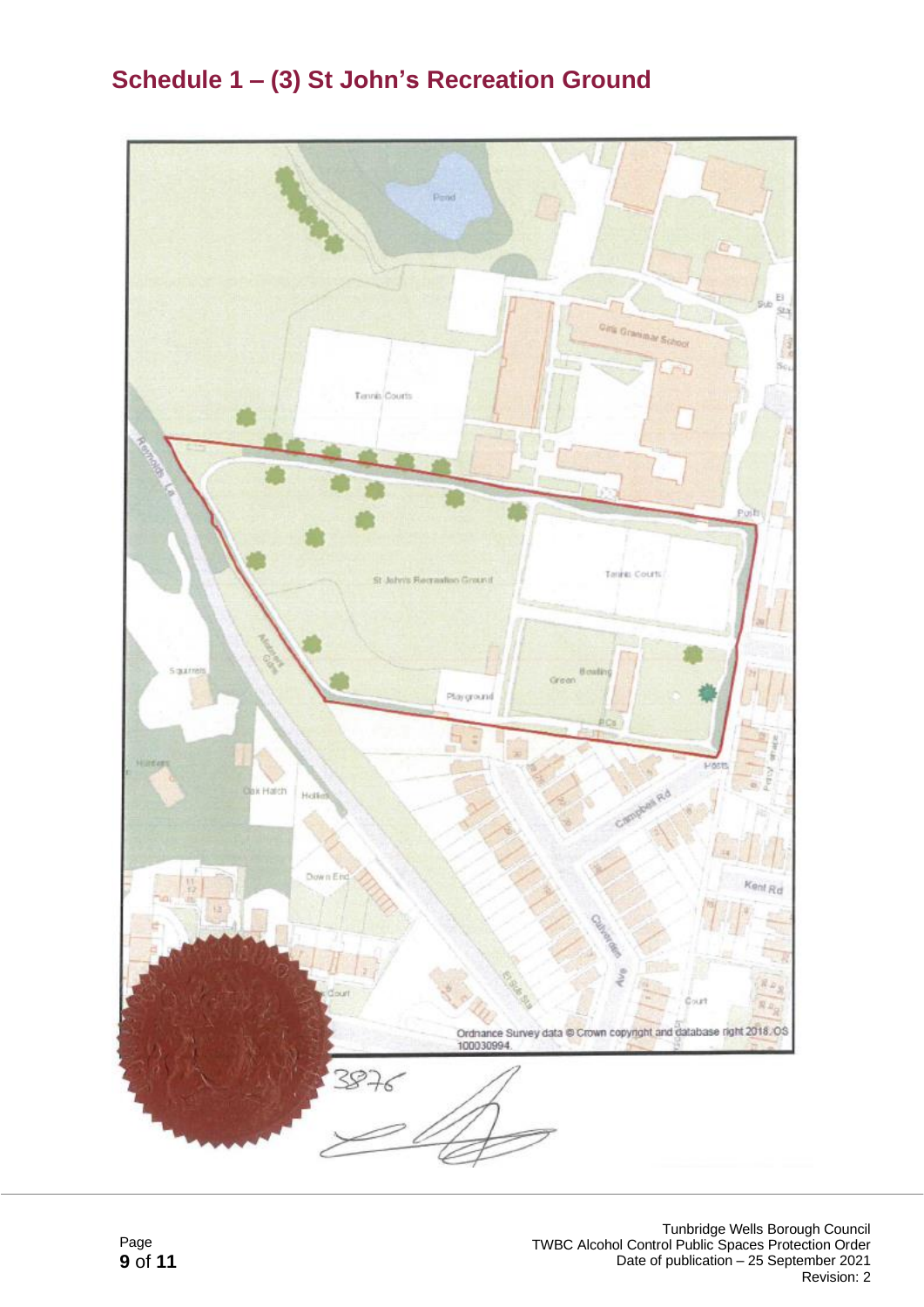## Schedule 1 – (3) St John's Recreation Ground

Ordnance Survey data © Crown copyright and database right 2018. OS 100030994

3876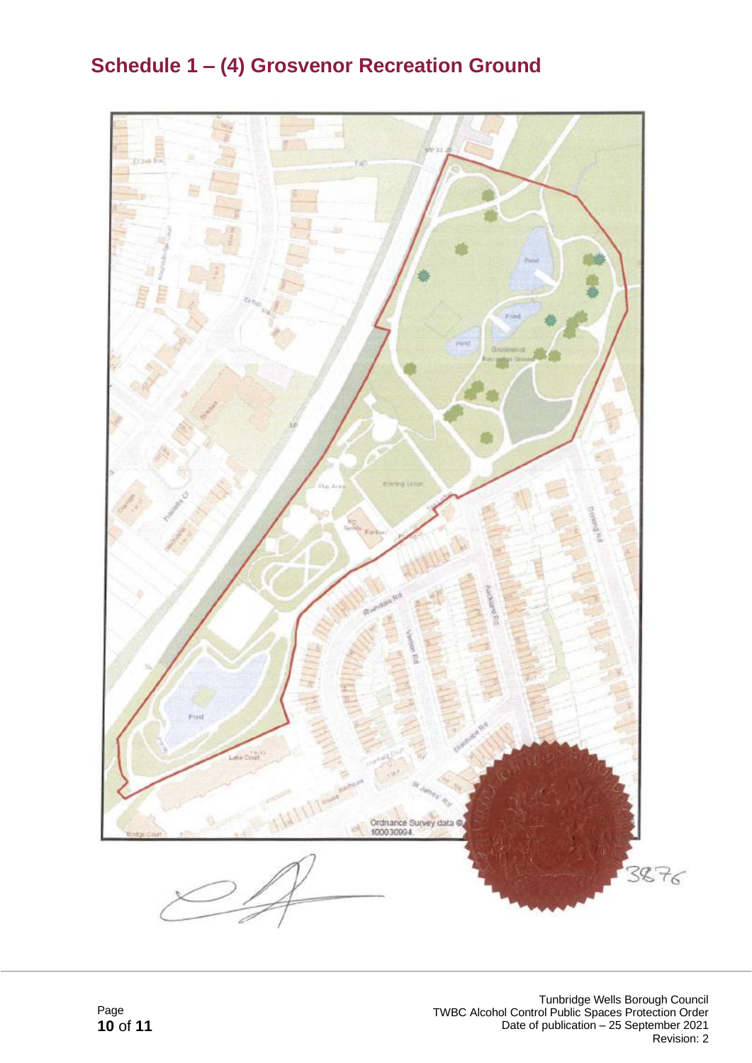# Schedule 1 – (4) Grosvenor Recreation Ground

Ordnance Survey data © 100030994.

3876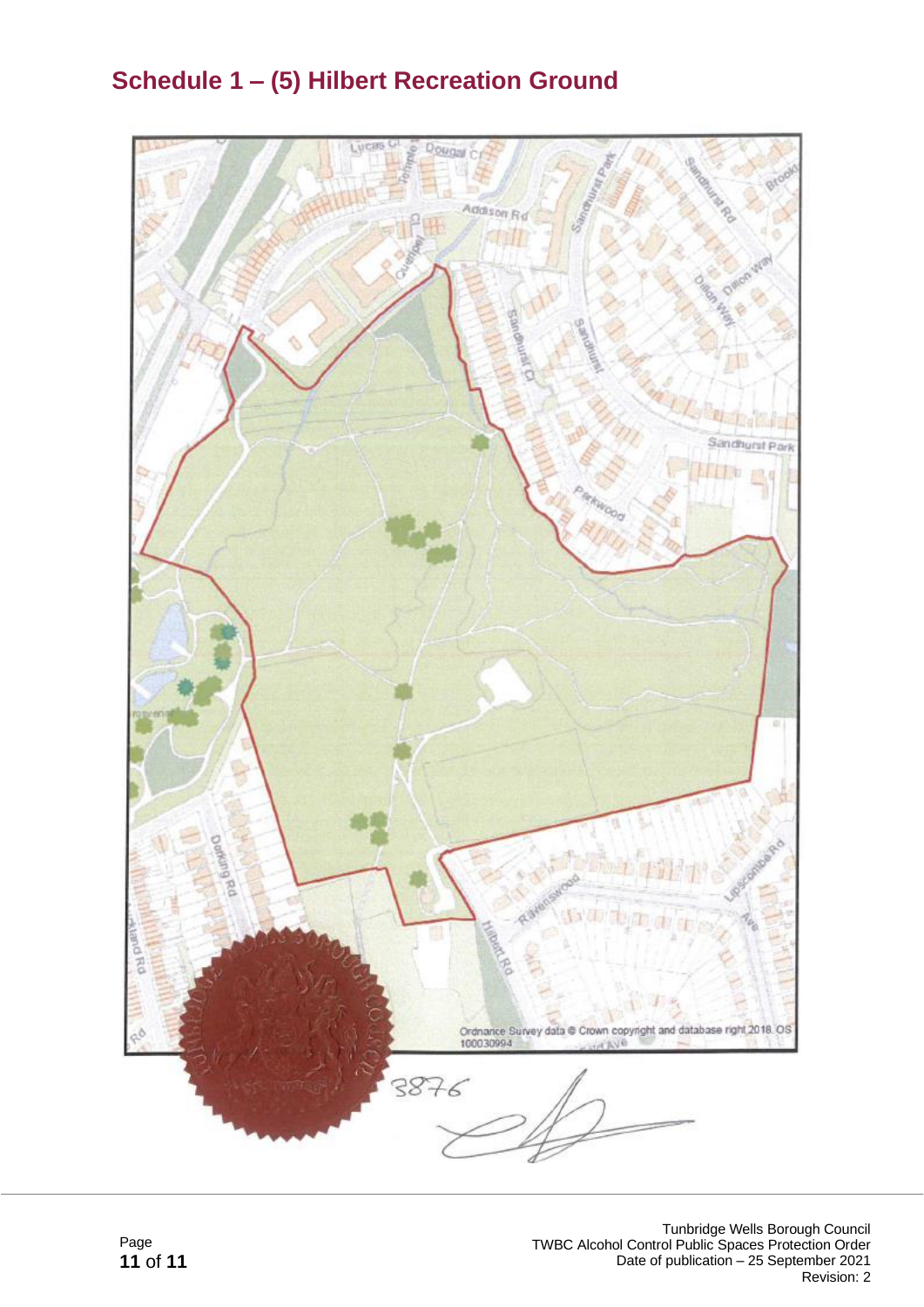## Schedule 1 – (5) Hilbert Recreation Ground

Ordnance Survey data © Crown copyright and database right 2018. OS 100030994

3876